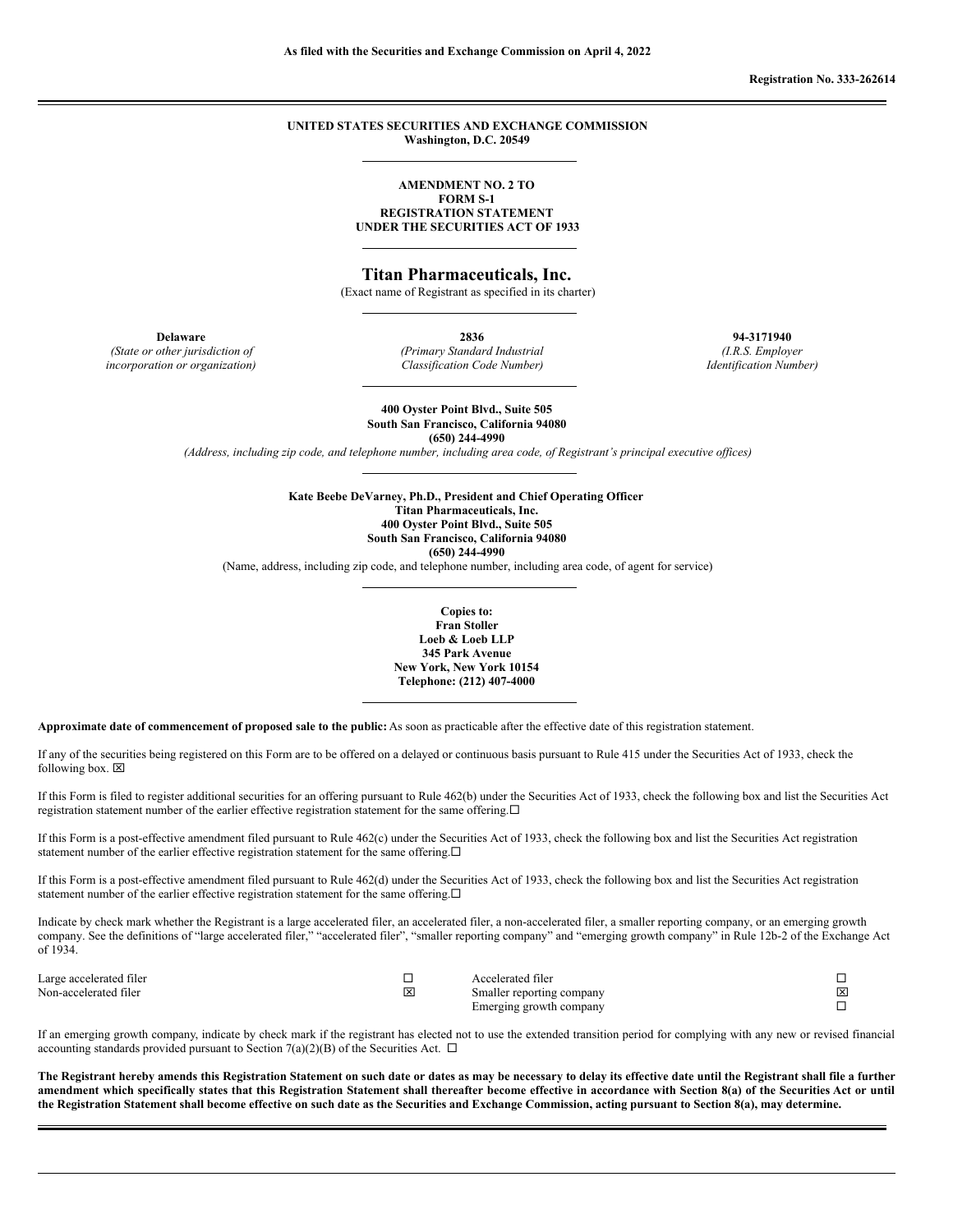**As filed with the Securities and Exchange Commission on April 4, 2022**

**Registration No. 333-262614**

**UNITED STATES SECURITIES AND EXCHANGE COMMISSION**
**Washington, D.C. 20549**

**AMENDMENT NO. 2 TO**
**FORM S-1**
**REGISTRATION STATEMENT**
**UNDER THE SECURITIES ACT OF 1933**

# Titan Pharmaceuticals, Inc.

(Exact name of Registrant as specified in its charter)

| **Delaware** | **2836** | **94-3171940** |
|---|---|---|
| *(State or other jurisdiction of incorporation or organization)* | *(Primary Standard Industrial Classification Code Number)* | *(I.R.S. Employer Identification Number)* |

**400 Oyster Point Blvd., Suite 505**
**South San Francisco, California 94080**
**(650) 244-4990**
*(Address, including zip code, and telephone number, including area code, of Registrant's principal executive offices)*

**Kate Beebe DeVarney, Ph.D., President and Chief Operating Officer**
**Titan Pharmaceuticals, Inc.**
**400 Oyster Point Blvd., Suite 505**
**South San Francisco, California 94080**
**(650) 244-4990**
(Name, address, including zip code, and telephone number, including area code, of agent for service)

**Copies to:**
**Fran Stoller**
**Loeb & Loeb LLP**
**345 Park Avenue**
**New York, New York 10154**
**Telephone: (212) 407-4000**

**Approximate date of commencement of proposed sale to the public:** As soon as practicable after the effective date of this registration statement.

If any of the securities being registered on this Form are to be offered on a delayed or continuous basis pursuant to Rule 415 under the Securities Act of 1933, check the following box. ☒

If this Form is filed to register additional securities for an offering pursuant to Rule 462(b) under the Securities Act of 1933, check the following box and list the Securities Act registration statement number of the earlier effective registration statement for the same offering. ☐

If this Form is a post-effective amendment filed pursuant to Rule 462(c) under the Securities Act of 1933, check the following box and list the Securities Act registration statement number of the earlier effective registration statement for the same offering. ☐

If this Form is a post-effective amendment filed pursuant to Rule 462(d) under the Securities Act of 1933, check the following box and list the Securities Act registration statement number of the earlier effective registration statement for the same offering. ☐

Indicate by check mark whether the Registrant is a large accelerated filer, an accelerated filer, a non-accelerated filer, a smaller reporting company, or an emerging growth company. See the definitions of "large accelerated filer," "accelerated filer", "smaller reporting company" and "emerging growth company" in Rule 12b-2 of the Exchange Act of 1934.

| | | | |
|---|---|---|---|
| Large accelerated filer | ☐ | Accelerated filer | ☐ |
| Non-accelerated filer | ☒ | Smaller reporting company | ☒ |
| | | Emerging growth company | ☐ |

If an emerging growth company, indicate by check mark if the registrant has elected not to use the extended transition period for complying with any new or revised financial accounting standards provided pursuant to Section 7(a)(2)(B) of the Securities Act. ☐

**The Registrant hereby amends this Registration Statement on such date or dates as may be necessary to delay its effective date until the Registrant shall file a further amendment which specifically states that this Registration Statement shall thereafter become effective in accordance with Section 8(a) of the Securities Act or until the Registration Statement shall become effective on such date as the Securities and Exchange Commission, acting pursuant to Section 8(a), may determine.**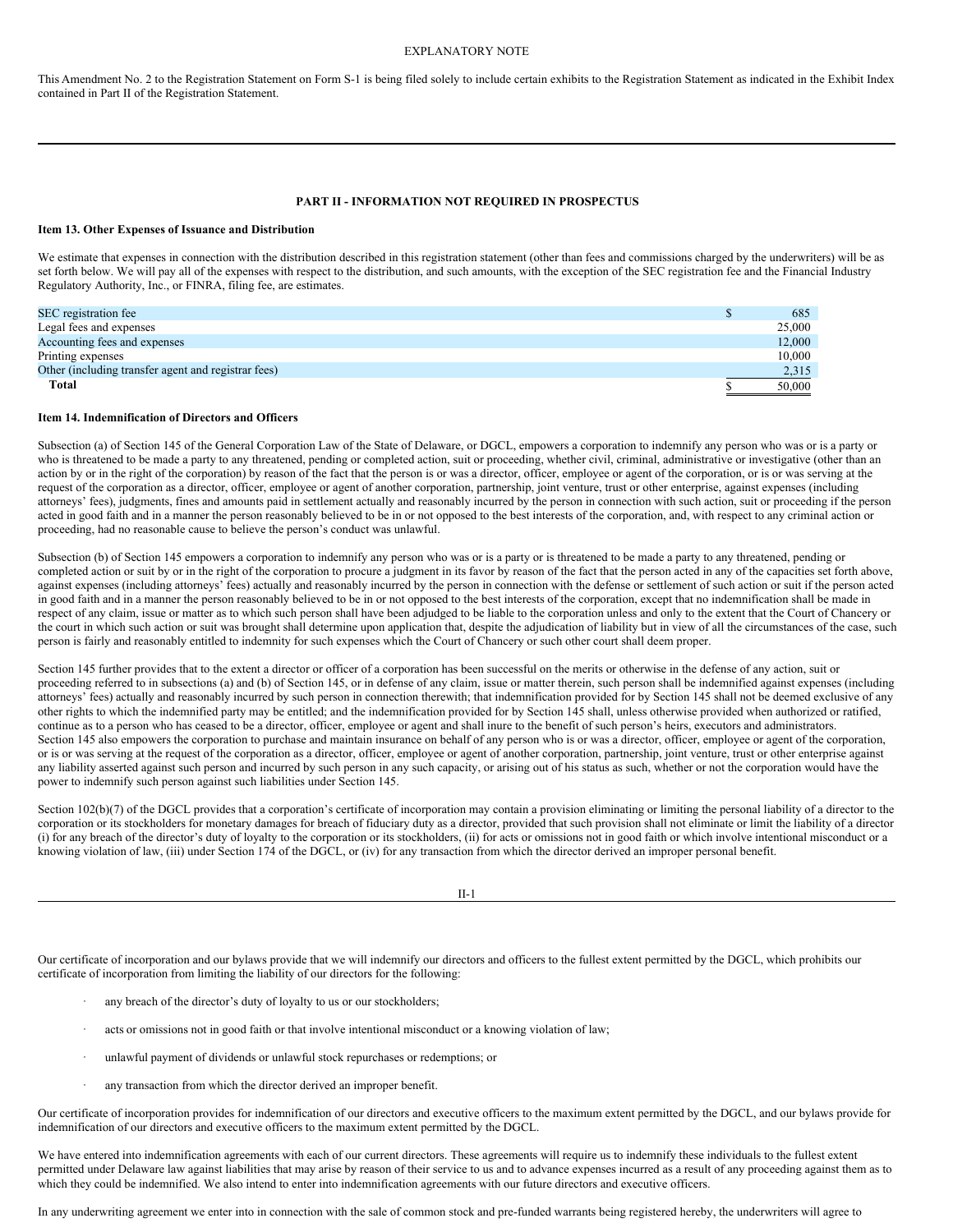EXPLANATORY NOTE

This Amendment No. 2 to the Registration Statement on Form S-1 is being filed solely to include certain exhibits to the Registration Statement as indicated in the Exhibit Index contained in Part II of the Registration Statement.

---

## PART II - INFORMATION NOT REQUIRED IN PROSPECTUS

### Item 13. Other Expenses of Issuance and Distribution

We estimate that expenses in connection with the distribution described in this registration statement (other than fees and commissions charged by the underwriters) will be as set forth below. We will pay all of the expenses with respect to the distribution, and such amounts, with the exception of the SEC registration fee and the Financial Industry Regulatory Authority, Inc., or FINRA, filing fee, are estimates.

| | | |
|---|---|---|
| SEC registration fee | $ | 685 |
| Legal fees and expenses | | 25,000 |
| Accounting fees and expenses | | 12,000 |
| Printing expenses | | 10,000 |
| Other (including transfer agent and registrar fees) | | 2,315 |
| **Total** | $ | 50,000 |

### Item 14. Indemnification of Directors and Officers

Subsection (a) of Section 145 of the General Corporation Law of the State of Delaware, or DGCL, empowers a corporation to indemnify any person who was or is a party or who is threatened to be made a party to any threatened, pending or completed action, suit or proceeding, whether civil, criminal, administrative or investigative (other than an action by or in the right of the corporation) by reason of the fact that the person is or was a director, officer, employee or agent of the corporation, or is or was serving at the request of the corporation as a director, officer, employee or agent of another corporation, partnership, joint venture, trust or other enterprise, against expenses (including attorneys' fees), judgments, fines and amounts paid in settlement actually and reasonably incurred by the person in connection with such action, suit or proceeding if the person acted in good faith and in a manner the person reasonably believed to be in or not opposed to the best interests of the corporation, and, with respect to any criminal action or proceeding, had no reasonable cause to believe the person's conduct was unlawful.

Subsection (b) of Section 145 empowers a corporation to indemnify any person who was or is a party or is threatened to be made a party to any threatened, pending or completed action or suit by or in the right of the corporation to procure a judgment in its favor by reason of the fact that the person acted in any of the capacities set forth above, against expenses (including attorneys' fees) actually and reasonably incurred by the person in connection with the defense or settlement of such action or suit if the person acted in good faith and in a manner the person reasonably believed to be in or not opposed to the best interests of the corporation, except that no indemnification shall be made in respect of any claim, issue or matter as to which such person shall have been adjudged to be liable to the corporation unless and only to the extent that the Court of Chancery or the court in which such action or suit was brought shall determine upon application that, despite the adjudication of liability but in view of all the circumstances of the case, such person is fairly and reasonably entitled to indemnity for such expenses which the Court of Chancery or such other court shall deem proper.

Section 145 further provides that to the extent a director or officer of a corporation has been successful on the merits or otherwise in the defense of any action, suit or proceeding referred to in subsections (a) and (b) of Section 145, or in defense of any claim, issue or matter therein, such person shall be indemnified against expenses (including attorneys' fees) actually and reasonably incurred by such person in connection therewith; that indemnification provided for by Section 145 shall not be deemed exclusive of any other rights to which the indemnified party may be entitled; and the indemnification provided for by Section 145 shall, unless otherwise provided when authorized or ratified, continue as to a person who has ceased to be a director, officer, employee or agent and shall inure to the benefit of such person's heirs, executors and administrators. Section 145 also empowers the corporation to purchase and maintain insurance on behalf of any person who is or was a director, officer, employee or agent of the corporation, or is or was serving at the request of the corporation as a director, officer, employee or agent of another corporation, partnership, joint venture, trust or other enterprise against any liability asserted against such person and incurred by such person in any such capacity, or arising out of his status as such, whether or not the corporation would have the power to indemnify such person against such liabilities under Section 145.

Section 102(b)(7) of the DGCL provides that a corporation's certificate of incorporation may contain a provision eliminating or limiting the personal liability of a director to the corporation or its stockholders for monetary damages for breach of fiduciary duty as a director, provided that such provision shall not eliminate or limit the liability of a director (i) for any breach of the director's duty of loyalty to the corporation or its stockholders, (ii) for acts or omissions not in good faith or which involve intentional misconduct or a knowing violation of law, (iii) under Section 174 of the DGCL, or (iv) for any transaction from which the director derived an improper personal benefit.

Our certificate of incorporation and our bylaws provide that we will indemnify our directors and officers to the fullest extent permitted by the DGCL, which prohibits our certificate of incorporation from limiting the liability of our directors for the following:

- any breach of the director's duty of loyalty to us or our stockholders;
- acts or omissions not in good faith or that involve intentional misconduct or a knowing violation of law;
- unlawful payment of dividends or unlawful stock repurchases or redemptions; or
- any transaction from which the director derived an improper benefit.

Our certificate of incorporation provides for indemnification of our directors and executive officers to the maximum extent permitted by the DGCL, and our bylaws provide for indemnification of our directors and executive officers to the maximum extent permitted by the DGCL.

We have entered into indemnification agreements with each of our current directors. These agreements will require us to indemnify these individuals to the fullest extent permitted under Delaware law against liabilities that may arise by reason of their service to us and to advance expenses incurred as a result of any proceeding against them as to which they could be indemnified. We also intend to enter into indemnification agreements with our future directors and executive officers.

In any underwriting agreement we enter into in connection with the sale of common stock and pre-funded warrants being registered hereby, the underwriters will agree to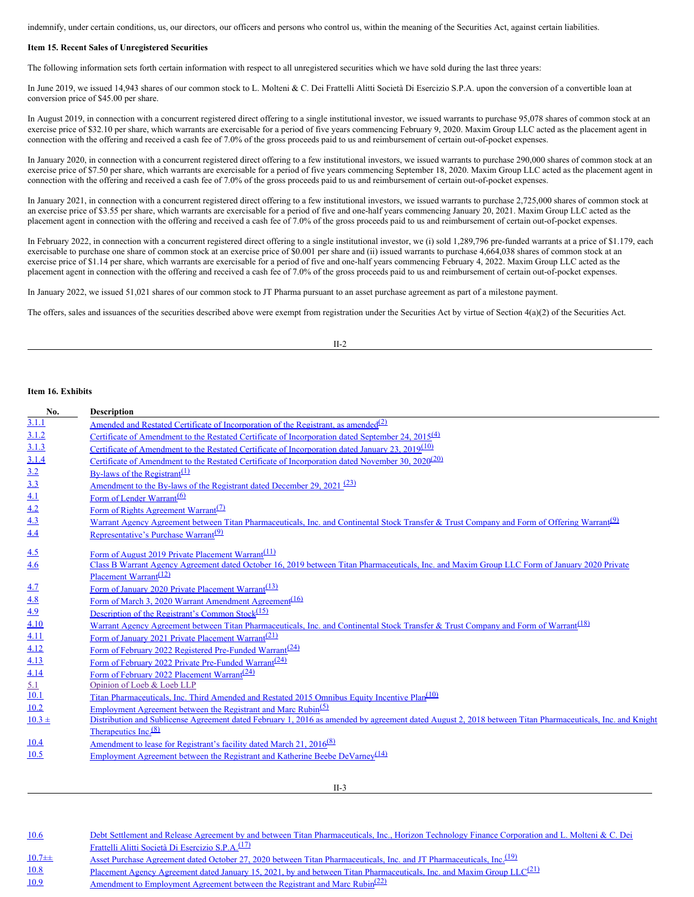indemnify, under certain conditions, us, our directors, our officers and persons who control us, within the meaning of the Securities Act, against certain liabilities.

**Item 15. Recent Sales of Unregistered Securities**

The following information sets forth certain information with respect to all unregistered securities which we have sold during the last three years:

In June 2019, we issued 14,943 shares of our common stock to L. Molteni & C. Dei Frattelli Alitti Società Di Esercizio S.P.A. upon the conversion of a convertible loan at conversion price of $45.00 per share.

In August 2019, in connection with a concurrent registered direct offering to a single institutional investor, we issued warrants to purchase 95,078 shares of common stock at an exercise price of $32.10 per share, which warrants are exercisable for a period of five years commencing February 9, 2020. Maxim Group LLC acted as the placement agent in connection with the offering and received a cash fee of 7.0% of the gross proceeds paid to us and reimbursement of certain out-of-pocket expenses.

In January 2020, in connection with a concurrent registered direct offering to a few institutional investors, we issued warrants to purchase 290,000 shares of common stock at an exercise price of $7.50 per share, which warrants are exercisable for a period of five years commencing September 18, 2020. Maxim Group LLC acted as the placement agent in connection with the offering and received a cash fee of 7.0% of the gross proceeds paid to us and reimbursement of certain out-of-pocket expenses.

In January 2021, in connection with a concurrent registered direct offering to a few institutional investors, we issued warrants to purchase 2,725,000 shares of common stock at an exercise price of $3.55 per share, which warrants are exercisable for a period of five and one-half years commencing January 20, 2021. Maxim Group LLC acted as the placement agent in connection with the offering and received a cash fee of 7.0% of the gross proceeds paid to us and reimbursement of certain out-of-pocket expenses.

In February 2022, in connection with a concurrent registered direct offering to a single institutional investor, we (i) sold 1,289,796 pre-funded warrants at a price of $1.179, each exercisable to purchase one share of common stock at an exercise price of $0.001 per share and (ii) issued warrants to purchase 4,664,038 shares of common stock at an exercise price of $1.14 per share, which warrants are exercisable for a period of five and one-half years commencing February 4, 2022. Maxim Group LLC acted as the placement agent in connection with the offering and received a cash fee of 7.0% of the gross proceeds paid to us and reimbursement of certain out-of-pocket expenses.

In January 2022, we issued 51,021 shares of our common stock to JT Pharma pursuant to an asset purchase agreement as part of a milestone payment.

The offers, sales and issuances of the securities described above were exempt from registration under the Securities Act by virtue of Section 4(a)(2) of the Securities Act.

**Item 16. Exhibits**

| No. | Description |
|---|---|
| 3.1.1 | Amended and Restated Certificate of Incorporation of the Registrant, as amended[(2)] |
| 3.1.2 | Certificate of Amendment to the Restated Certificate of Incorporation dated September 24, 2015[(4)] |
| 3.1.3 | Certificate of Amendment to the Restated Certificate of Incorporation dated January 23, 2019[(10)] |
| 3.1.4 | Certificate of Amendment to the Restated Certificate of Incorporation dated November 30, 2020[(20)] |
| 3.2 | By-laws of the Registrant[(1)] |
| 3.3 | Amendment to the By-laws of the Registrant dated December 29, 2021 [(23)] |
| 4.1 | Form of Lender Warrant[(6)] |
| 4.2 | Form of Rights Agreement Warrant[(7)] |
| 4.3 | Warrant Agency Agreement between Titan Pharmaceuticals, Inc. and Continental Stock Transfer & Trust Company and Form of Offering Warrant[(9)] |
| 4.4 | Representative's Purchase Warrant[(9)] |
| 4.5 | Form of August 2019 Private Placement Warrant[(11)] |
| 4.6 | Class B Warrant Agency Agreement dated October 16, 2019 between Titan Pharmaceuticals, Inc. and Maxim Group LLC Form of January 2020 Private Placement Warrant[(12)] |
| 4.7 | Form of January 2020 Private Placement Warrant[(13)] |
| 4.8 | Form of March 3, 2020 Warrant Amendment Agreement[(16)] |
| 4.9 | Description of the Registrant's Common Stock[(15)] |
| 4.10 | Warrant Agency Agreement between Titan Pharmaceuticals, Inc. and Continental Stock Transfer & Trust Company and Form of Warrant[(18)] |
| 4.11 | Form of January 2021 Private Placement Warrant[(21)] |
| 4.12 | Form of February 2022 Registered Pre-Funded Warrant[(24)] |
| 4.13 | Form of February 2022 Private Pre-Funded Warrant[(24)] |
| 4.14 | Form of February 2022 Placement Warrant[(24)] |
| 5.1 | Opinion of Loeb & Loeb LLP |
| 10.1 | Titan Pharmaceuticals, Inc. Third Amended and Restated 2015 Omnibus Equity Incentive Plan[(10)] |
| 10.2 | Employment Agreement between the Registrant and Marc Rubin[(5)] |
| 10.3 ± | Distribution and Sublicense Agreement dated February 1, 2016 as amended by agreement dated August 2, 2018 between Titan Pharmaceuticals, Inc. and Knight Therapeutics Inc.[(8)] |
| 10.4 | Amendment to lease for Registrant's facility dated March 21, 2016[(8)] |
| 10.5 | Employment Agreement between the Registrant and Katherine Beebe DeVarney[(14)] |
| 10.6 | Debt Settlement and Release Agreement by and between Titan Pharmaceuticals, Inc., Horizon Technology Finance Corporation and L. Molteni & C. Dei Frattelli Alitti Società Di Esercizio S.P.A.[(17)] |
| 10.7±± | Asset Purchase Agreement dated October 27, 2020 between Titan Pharmaceuticals, Inc. and JT Pharmaceuticals, Inc.[(19)] |
| 10.8 | Placement Agency Agreement dated January 15, 2021, by and between Titan Pharmaceuticals, Inc. and Maxim Group LLC[(21)] |
| 10.9 | Amendment to Employment Agreement between the Registrant and Marc Rubin[(22)] |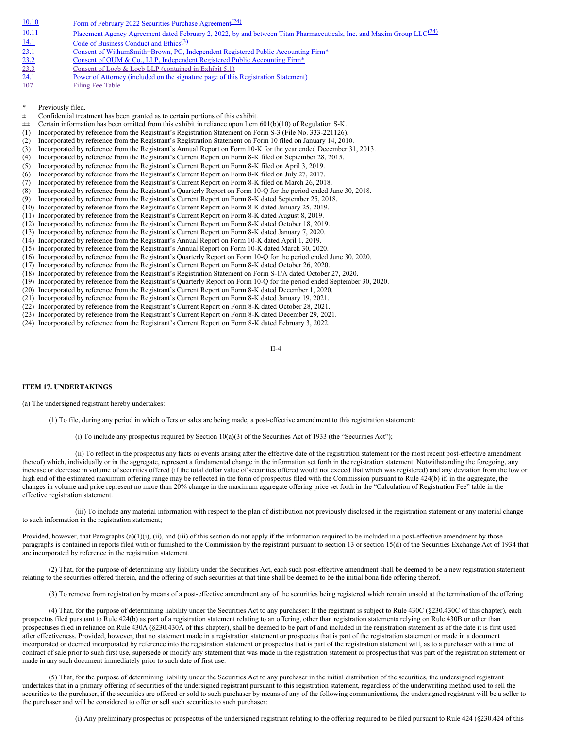| | |
|---|---|
| 10.10 | Form of February 2022 Securities Purchase Agreement[(24)] |
| 10.11 | Placement Agency Agreement dated February 2, 2022, by and between Titan Pharmaceuticals, Inc. and Maxim Group LLC[(24)] |
| 14.1 | Code of Business Conduct and Ethics[(3)] |
| 23.1 | Consent of WithumSmith+Brown, PC, Independent Registered Public Accounting Firm* |
| 23.2 | Consent of OUM & Co., LLP, Independent Registered Public Accounting Firm* |
| 23.3 | Consent of Loeb & Loeb LLP (contained in Exhibit 5.1) |
| 24.1 | Power of Attorney (included on the signature page of this Registration Statement) |
| 107 | Filing Fee Table |

---

\* Previously filed.

± Confidential treatment has been granted as to certain portions of this exhibit.

±± Certain information has been omitted from this exhibit in reliance upon Item 601(b)(10) of Regulation S-K.

(1) Incorporated by reference from the Registrant's Registration Statement on Form S-3 (File No. 333-221126).
(2) Incorporated by reference from the Registrant's Registration Statement on Form 10 filed on January 14, 2010.
(3) Incorporated by reference from the Registrant's Annual Report on Form 10-K for the year ended December 31, 2013.
(4) Incorporated by reference from the Registrant's Current Report on Form 8-K filed on September 28, 2015.
(5) Incorporated by reference from the Registrant's Current Report on Form 8-K filed on April 3, 2019.
(6) Incorporated by reference from the Registrant's Current Report on Form 8-K filed on July 27, 2017.
(7) Incorporated by reference from the Registrant's Current Report on Form 8-K filed on March 26, 2018.
(8) Incorporated by reference from the Registrant's Quarterly Report on Form 10-Q for the period ended June 30, 2018.
(9) Incorporated by reference from the Registrant's Current Report on Form 8-K dated September 25, 2018.
(10) Incorporated by reference from the Registrant's Current Report on Form 8-K dated January 25, 2019.
(11) Incorporated by reference from the Registrant's Current Report on Form 8-K dated August 8, 2019.
(12) Incorporated by reference from the Registrant's Current Report on Form 8-K dated October 18, 2019.
(13) Incorporated by reference from the Registrant's Current Report on Form 8-K dated January 7, 2020.
(14) Incorporated by reference from the Registrant's Annual Report on Form 10-K dated April 1, 2019.
(15) Incorporated by reference from the Registrant's Annual Report on Form 10-K dated March 30, 2020.
(16) Incorporated by reference from the Registrant's Quarterly Report on Form 10-Q for the period ended June 30, 2020.
(17) Incorporated by reference from the Registrant's Current Report on Form 8-K dated October 26, 2020.
(18) Incorporated by reference from the Registrant's Registration Statement on Form S-1/A dated October 27, 2020.
(19) Incorporated by reference from the Registrant's Quarterly Report on Form 10-Q for the period ended September 30, 2020.
(20) Incorporated by reference from the Registrant's Current Report on Form 8-K dated December 1, 2020.
(21) Incorporated by reference from the Registrant's Current Report on Form 8-K dated January 19, 2021.
(22) Incorporated by reference from the Registrant's Current Report on Form 8-K dated October 28, 2021.
(23) Incorporated by reference from the Registrant's Current Report on Form 8-K dated December 29, 2021.
(24) Incorporated by reference from the Registrant's Current Report on Form 8-K dated February 3, 2022.

**ITEM 17. UNDERTAKINGS**

(a) The undersigned registrant hereby undertakes:

(1) To file, during any period in which offers or sales are being made, a post-effective amendment to this registration statement:

(i) To include any prospectus required by Section 10(a)(3) of the Securities Act of 1933 (the "Securities Act");

(ii) To reflect in the prospectus any facts or events arising after the effective date of the registration statement (or the most recent post-effective amendment thereof) which, individually or in the aggregate, represent a fundamental change in the information set forth in the registration statement. Notwithstanding the foregoing, any increase or decrease in volume of securities offered (if the total dollar value of securities offered would not exceed that which was registered) and any deviation from the low or high end of the estimated maximum offering range may be reflected in the form of prospectus filed with the Commission pursuant to Rule 424(b) if, in the aggregate, the changes in volume and price represent no more than 20% change in the maximum aggregate offering price set forth in the "Calculation of Registration Fee" table in the effective registration statement.

(iii) To include any material information with respect to the plan of distribution not previously disclosed in the registration statement or any material change to such information in the registration statement;

Provided, however, that Paragraphs (a)(1)(i), (ii), and (iii) of this section do not apply if the information required to be included in a post-effective amendment by those paragraphs is contained in reports filed with or furnished to the Commission by the registrant pursuant to section 13 or section 15(d) of the Securities Exchange Act of 1934 that are incorporated by reference in the registration statement.

(2) That, for the purpose of determining any liability under the Securities Act, each such post-effective amendment shall be deemed to be a new registration statement relating to the securities offered therein, and the offering of such securities at that time shall be deemed to be the initial bona fide offering thereof.

(3) To remove from registration by means of a post-effective amendment any of the securities being registered which remain unsold at the termination of the offering.

(4) That, for the purpose of determining liability under the Securities Act to any purchaser: If the registrant is subject to Rule 430C (§230.430C of this chapter), each prospectus filed pursuant to Rule 424(b) as part of a registration statement relating to an offering, other than registration statements relying on Rule 430B or other than prospectuses filed in reliance on Rule 430A (§230.430A of this chapter), shall be deemed to be part of and included in the registration statement as of the date it is first used after effectiveness. Provided, however, that no statement made in a registration statement or prospectus that is part of the registration statement or made in a document incorporated or deemed incorporated by reference into the registration statement or prospectus that is part of the registration statement will, as to a purchaser with a time of contract of sale prior to such first use, supersede or modify any statement that was made in the registration statement or prospectus that was part of the registration statement or made in any such document immediately prior to such date of first use.

(5) That, for the purpose of determining liability under the Securities Act to any purchaser in the initial distribution of the securities, the undersigned registrant undertakes that in a primary offering of securities of the undersigned registrant pursuant to this registration statement, regardless of the underwriting method used to sell the securities to the purchaser, if the securities are offered or sold to such purchaser by means of any of the following communications, the undersigned registrant will be a seller to the purchaser and will be considered to offer or sell such securities to such purchaser:

(i) Any preliminary prospectus or prospectus of the undersigned registrant relating to the offering required to be filed pursuant to Rule 424 (§230.424 of this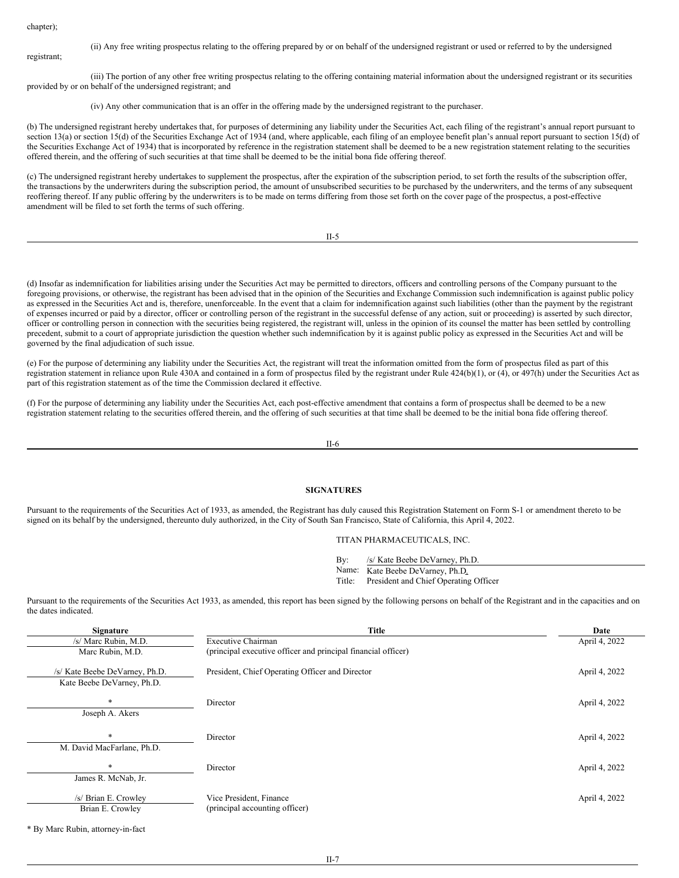chapter);

(ii) Any free writing prospectus relating to the offering prepared by or on behalf of the undersigned registrant or used or referred to by the undersigned registrant;

(iii) The portion of any other free writing prospectus relating to the offering containing material information about the undersigned registrant or its securities provided by or on behalf of the undersigned registrant; and

(iv) Any other communication that is an offer in the offering made by the undersigned registrant to the purchaser.

(b) The undersigned registrant hereby undertakes that, for purposes of determining any liability under the Securities Act, each filing of the registrant's annual report pursuant to section 13(a) or section 15(d) of the Securities Exchange Act of 1934 (and, where applicable, each filing of an employee benefit plan's annual report pursuant to section 15(d) of the Securities Exchange Act of 1934) that is incorporated by reference in the registration statement shall be deemed to be a new registration statement relating to the securities offered therein, and the offering of such securities at that time shall be deemed to be the initial bona fide offering thereof.

(c) The undersigned registrant hereby undertakes to supplement the prospectus, after the expiration of the subscription period, to set forth the results of the subscription offer, the transactions by the underwriters during the subscription period, the amount of unsubscribed securities to be purchased by the underwriters, and the terms of any subsequent reoffering thereof. If any public offering by the underwriters is to be made on terms differing from those set forth on the cover page of the prospectus, a post-effective amendment will be filed to set forth the terms of such offering.

(d) Insofar as indemnification for liabilities arising under the Securities Act may be permitted to directors, officers and controlling persons of the Company pursuant to the foregoing provisions, or otherwise, the registrant has been advised that in the opinion of the Securities and Exchange Commission such indemnification is against public policy as expressed in the Securities Act and is, therefore, unenforceable. In the event that a claim for indemnification against such liabilities (other than the payment by the registrant of expenses incurred or paid by a director, officer or controlling person of the registrant in the successful defense of any action, suit or proceeding) is asserted by such director, officer or controlling person in connection with the securities being registered, the registrant will, unless in the opinion of its counsel the matter has been settled by controlling precedent, submit to a court of appropriate jurisdiction the question whether such indemnification by it is against public policy as expressed in the Securities Act and will be governed by the final adjudication of such issue.

(e) For the purpose of determining any liability under the Securities Act, the registrant will treat the information omitted from the form of prospectus filed as part of this registration statement in reliance upon Rule 430A and contained in a form of prospectus filed by the registrant under Rule 424(b)(1), or (4), or 497(h) under the Securities Act as part of this registration statement as of the time the Commission declared it effective.

(f) For the purpose of determining any liability under the Securities Act, each post-effective amendment that contains a form of prospectus shall be deemed to be a new registration statement relating to the securities offered therein, and the offering of such securities at that time shall be deemed to be the initial bona fide offering thereof.

## SIGNATURES

Pursuant to the requirements of the Securities Act of 1933, as amended, the Registrant has duly caused this Registration Statement on Form S-1 or amendment thereto to be signed on its behalf by the undersigned, thereunto duly authorized, in the City of South San Francisco, State of California, this April 4, 2022.

TITAN PHARMACEUTICALS, INC.

By: /s/ Kate Beebe DeVarney, Ph.D.
Name: Kate Beebe DeVarney, Ph.D.
Title: President and Chief Operating Officer

Pursuant to the requirements of the Securities Act 1933, as amended, this report has been signed by the following persons on behalf of the Registrant and in the capacities and on the dates indicated.

| Signature | Title | Date |
|---|---|---|
| /s/ Marc Rubin, M.D.<br>Marc Rubin, M.D. | Executive Chairman<br>(principal executive officer and principal financial officer) | April 4, 2022 |
| /s/ Kate Beebe DeVarney, Ph.D.<br>Kate Beebe DeVarney, Ph.D. | President, Chief Operating Officer and Director | April 4, 2022 |
| *<br>Joseph A. Akers | Director | April 4, 2022 |
| *<br>M. David MacFarlane, Ph.D. | Director | April 4, 2022 |
| *<br>James R. McNab, Jr. | Director | April 4, 2022 |
| /s/ Brian E. Crowley<br>Brian E. Crowley | Vice President, Finance<br>(principal accounting officer) | April 4, 2022 |

* By Marc Rubin, attorney-in-fact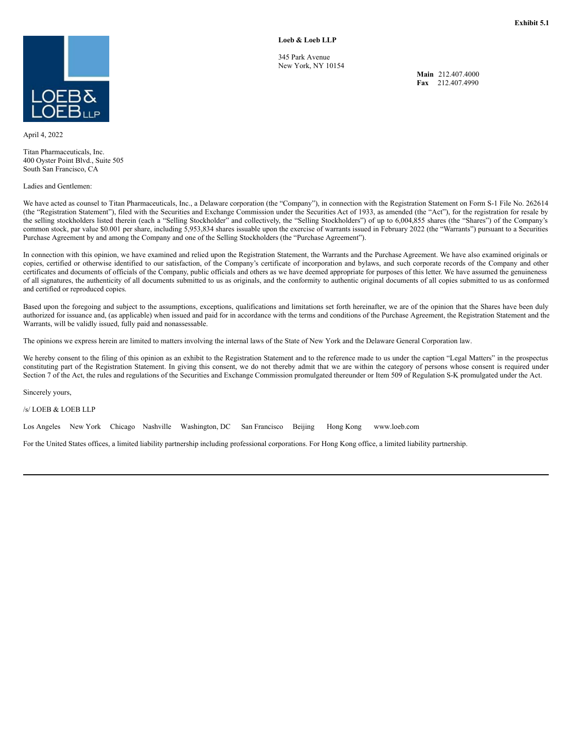**Exhibit 5.1**

**Loeb & Loeb LLP**

345 Park Avenue
New York, NY 10154

**Main** 212.407.4000
**Fax** 212.407.4990

April 4, 2022

Titan Pharmaceuticals, Inc.
400 Oyster Point Blvd., Suite 505
South San Francisco, CA

Ladies and Gentlemen:

We have acted as counsel to Titan Pharmaceuticals, Inc., a Delaware corporation (the "Company"), in connection with the Registration Statement on Form S-1 File No. 262614 (the "Registration Statement"), filed with the Securities and Exchange Commission under the Securities Act of 1933, as amended (the "Act"), for the registration for resale by the selling stockholders listed therein (each a "Selling Stockholder" and collectively, the "Selling Stockholders") of up to 6,004,855 shares (the "Shares") of the Company's common stock, par value $0.001 per share, including 5,953,834 shares issuable upon the exercise of warrants issued in February 2022 (the "Warrants") pursuant to a Securities Purchase Agreement by and among the Company and one of the Selling Stockholders (the "Purchase Agreement").

In connection with this opinion, we have examined and relied upon the Registration Statement, the Warrants and the Purchase Agreement. We have also examined originals or copies, certified or otherwise identified to our satisfaction, of the Company's certificate of incorporation and bylaws, and such corporate records of the Company and other certificates and documents of officials of the Company, public officials and others as we have deemed appropriate for purposes of this letter. We have assumed the genuineness of all signatures, the authenticity of all documents submitted to us as originals, and the conformity to authentic original documents of all copies submitted to us as conformed and certified or reproduced copies.

Based upon the foregoing and subject to the assumptions, exceptions, qualifications and limitations set forth hereinafter, we are of the opinion that the Shares have been duly authorized for issuance and, (as applicable) when issued and paid for in accordance with the terms and conditions of the Purchase Agreement, the Registration Statement and the Warrants, will be validly issued, fully paid and nonassessable.

The opinions we express herein are limited to matters involving the internal laws of the State of New York and the Delaware General Corporation law.

We hereby consent to the filing of this opinion as an exhibit to the Registration Statement and to the reference made to us under the caption "Legal Matters" in the prospectus constituting part of the Registration Statement. In giving this consent, we do not thereby admit that we are within the category of persons whose consent is required under Section 7 of the Act, the rules and regulations of the Securities and Exchange Commission promulgated thereunder or Item 509 of Regulation S-K promulgated under the Act.

Sincerely yours,

/s/ LOEB & LOEB LLP

Los Angeles New York Chicago Nashville Washington, DC San Francisco Beijing Hong Kong www.loeb.com

For the United States offices, a limited liability partnership including professional corporations. For Hong Kong office, a limited liability partnership.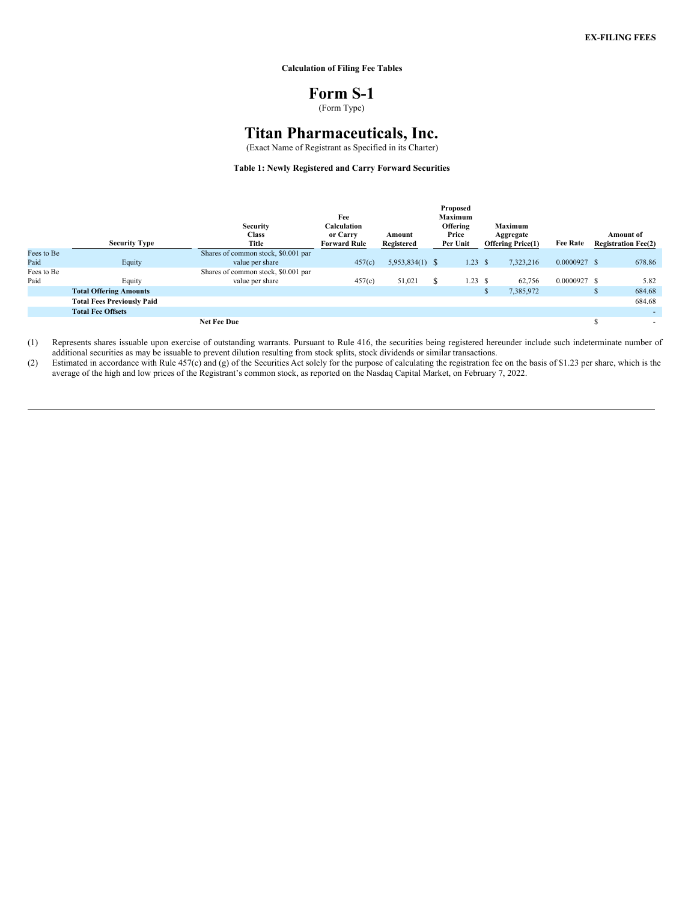**EX-FILING FEES**

**Calculation of Filing Fee Tables**

# Form S-1

(Form Type)

# Titan Pharmaceuticals, Inc.

(Exact Name of Registrant as Specified in its Charter)

**Table 1: Newly Registered and Carry Forward Securities**

| | Security Type | Security Class Title | Fee Calculation or Carry Forward Rule | Amount Registered | Proposed Maximum Offering Price Per Unit | Maximum Aggregate Offering Price(1) | Fee Rate | Amount of Registration Fee(2) |
|---|---|---|---|---|---|---|---|---|
| Fees to Be Paid | Equity | Shares of common stock, $0.001 par value per share | 457(c) | 5,953,834(1) | $ 1.23 | $ 7,323,216 | 0.0000927 | $ 678.86 |
| Fees to Be Paid | Equity | Shares of common stock, $0.001 par value per share | 457(c) | 51,021 | $ 1.23 | $ 62,756 | 0.0000927 | $ 5.82 |
| | **Total Offering Amounts** | | | | | $ 7,385,972 | | $ 684.68 |
| | **Total Fees Previously Paid** | | | | | | | 684.68 |
| | **Total Fee Offsets** | | | | | | | - |
| | | **Net Fee Due** | | | | | | $ - |

(1) Represents shares issuable upon exercise of outstanding warrants. Pursuant to Rule 416, the securities being registered hereunder include such indeterminate number of additional securities as may be issuable to prevent dilution resulting from stock splits, stock dividends or similar transactions.

(2) Estimated in accordance with Rule 457(c) and (g) of the Securities Act solely for the purpose of calculating the registration fee on the basis of $1.23 per share, which is the average of the high and low prices of the Registrant's common stock, as reported on the Nasdaq Capital Market, on February 7, 2022.